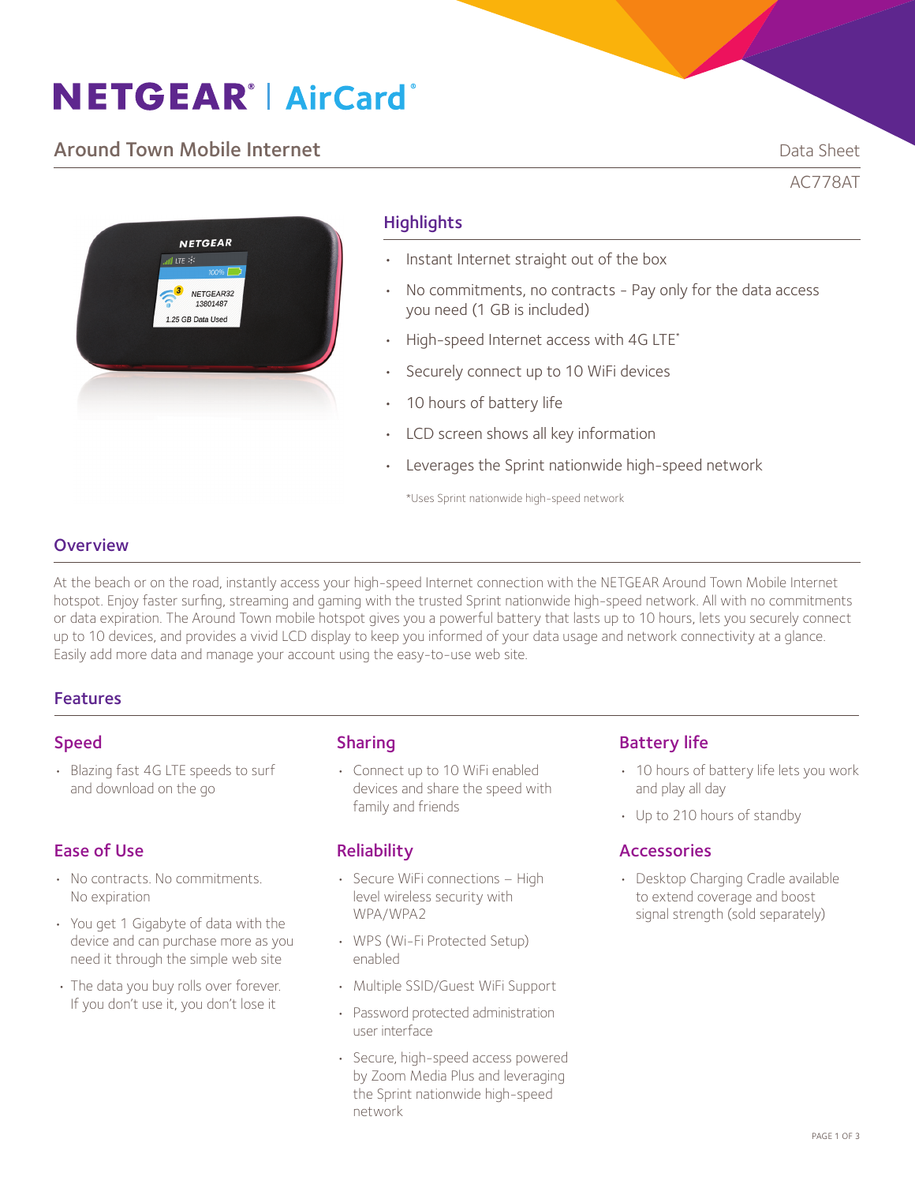# NETGEAR® | AirCard®

## Around Town Mobile Internet

Data Sheet

AC778AT

## Highlights

- Instant Internet straight out of the box
- No commitments, no contracts - Pay only for the data access you need (1 GB is included)
- High-speed Internet access with 4G LTE*
- Securely connect up to 10 WiFi devices
- 10 hours of battery life
- LCD screen shows all key information
- Leverages the Sprint nationwide high-speed network

*Uses Sprint nationwide high-speed network

## Overview

At the beach or on the road, instantly access your high-speed Internet connection with the NETGEAR Around Town Mobile Internet hotspot. Enjoy faster surfing, streaming and gaming with the trusted Sprint nationwide high-speed network. All with no commitments or data expiration. The Around Town mobile hotspot gives you a powerful battery that lasts up to 10 hours, lets you securely connect up to 10 devices, and provides a vivid LCD display to keep you informed of your data usage and network connectivity at a glance. Easily add more data and manage your account using the easy-to-use web site.

## Features

### Speed

- Blazing fast 4G LTE speeds to surf and download on the go

### Ease of Use

- No contracts. No commitments. No expiration
- You get 1 Gigabyte of data with the device and can purchase more as you need it through the simple web site
- The data you buy rolls over forever. If you don't use it, you don't lose it

### Sharing

- Connect up to 10 WiFi enabled devices and share the speed with family and friends

### Reliability

- Secure WiFi connections – High level wireless security with WPA/WPA2
- WPS (Wi-Fi Protected Setup) enabled
- Multiple SSID/Guest WiFi Support
- Password protected administration user interface
- Secure, high-speed access powered by Zoom Media Plus and leveraging the Sprint nationwide high-speed network

### Battery life

- 10 hours of battery life lets you work and play all day
- Up to 210 hours of standby

### Accessories

- Desktop Charging Cradle available to extend coverage and boost signal strength (sold separately)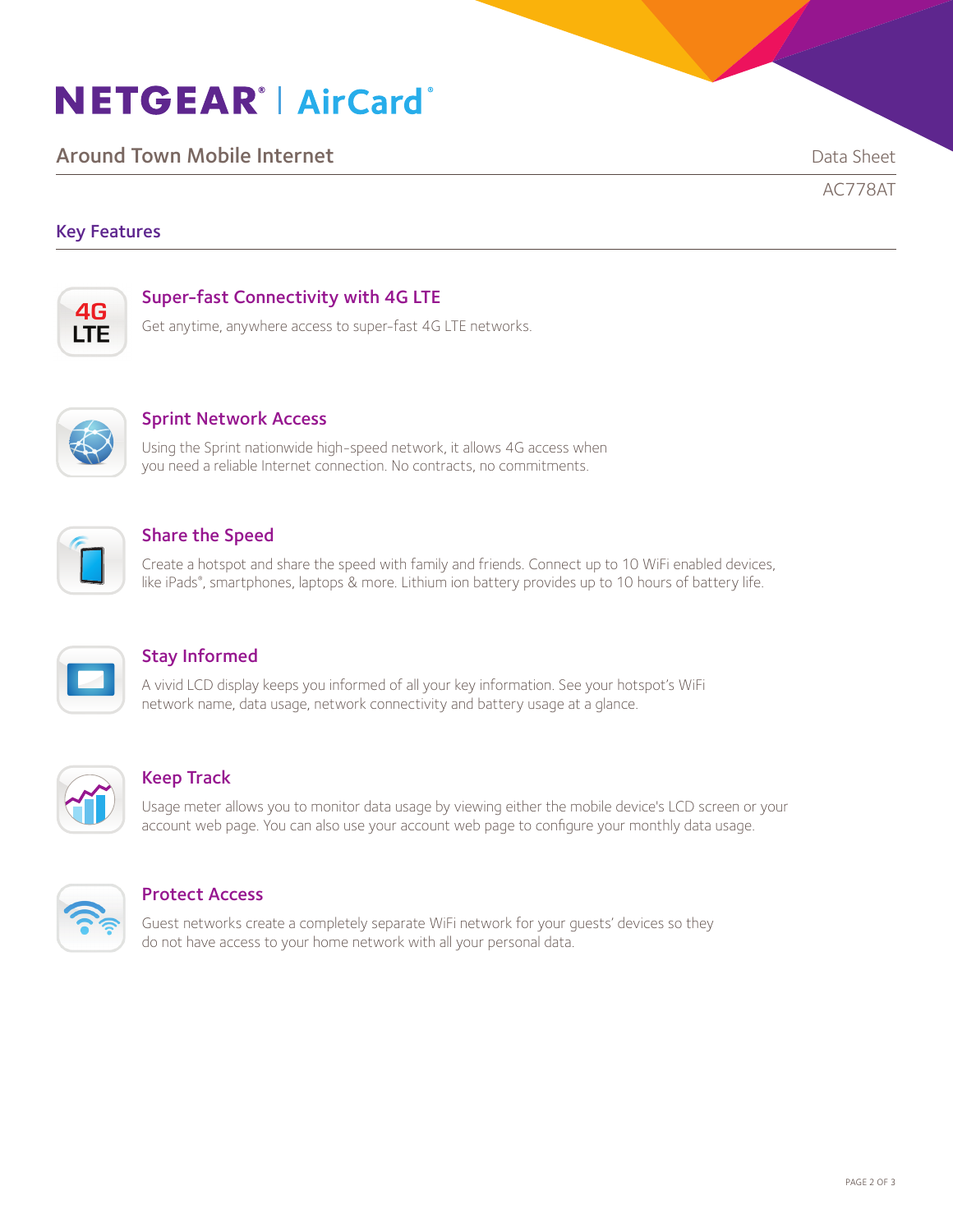# NETGEAR® | AirCard®

## Around Town Mobile Internet

Data Sheet

AC778AT

## Key Features

### Super-fast Connectivity with 4G LTE

Get anytime, anywhere access to super-fast 4G LTE networks.

### Sprint Network Access

Using the Sprint nationwide high-speed network, it allows 4G access when you need a reliable Internet connection. No contracts, no commitments.

### Share the Speed

Create a hotspot and share the speed with family and friends. Connect up to 10 WiFi enabled devices, like iPads®, smartphones, laptops & more. Lithium ion battery provides up to 10 hours of battery life.

### Stay Informed

A vivid LCD display keeps you informed of all your key information. See your hotspot's WiFi network name, data usage, network connectivity and battery usage at a glance.

### Keep Track

Usage meter allows you to monitor data usage by viewing either the mobile device's LCD screen or your account web page. You can also use your account web page to configure your monthly data usage.

### Protect Access

Guest networks create a completely separate WiFi network for your guests' devices so they do not have access to your home network with all your personal data.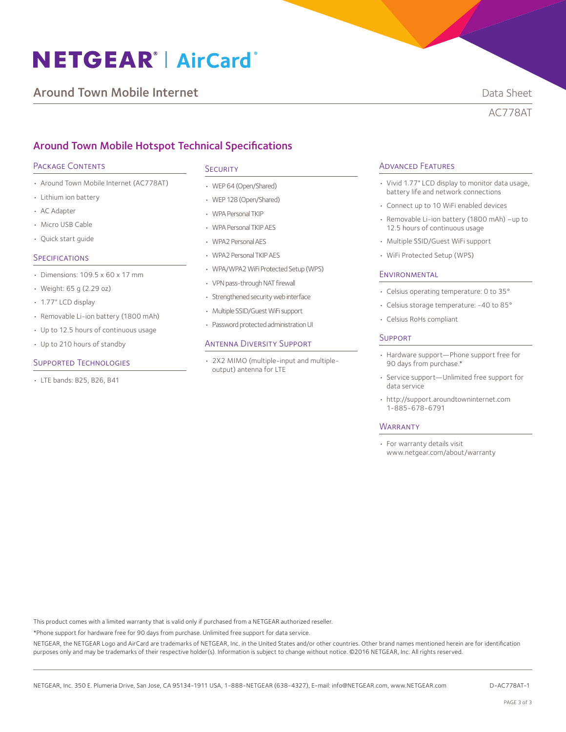# NETGEAR® | AirCard®

## Around Town Mobile Internet

Data Sheet

AC778AT

## Around Town Mobile Hotspot Technical Specifications

### Package Contents

- Around Town Mobile Internet (AC778AT)
- Lithium ion battery
- AC Adapter
- Micro USB Cable
- Quick start guide

### Specifications

- Dimensions: 109.5 x 60 x 17 mm
- Weight: 65 g (2.29 oz)
- 1.77" LCD display
- Removable Li-ion battery (1800 mAh)
- Up to 12.5 hours of continuous usage
- Up to 210 hours of standby

### Supported Technologies

- LTE bands: B25, B26, B41

### Security

- WEP 64 (Open/Shared)
- WEP 128 (Open/Shared)
- WPA Personal TKIP
- WPA Personal TKIP AES
- WPA2 Personal AES
- WPA2 Personal TKIP AES
- WPA/WPA2 WiFi Protected Setup (WPS)
- VPN pass-through NAT firewall
- Strengthened security web interface
- Multiple SSID/Guest WiFi support
- Password protected administration UI

### Antenna Diversity Support

- 2X2 MIMO (multiple-input and multiple-output) antenna for LTE

### Advanced Features

- Vivid 1.77" LCD display to monitor data usage, battery life and network connections
- Connect up to 10 WiFi enabled devices
- Removable Li-ion battery (1800 mAh) –up to 12.5 hours of continuous usage
- Multiple SSID/Guest WiFi support
- WiFi Protected Setup (WPS)

### Environmental

- Celsius operating temperature: 0 to 35°
- Celsius storage temperature: -40 to 85°
- Celsius RoHs compliant

### Support

- Hardware support—Phone support free for 90 days from purchase.*
- Service support—Unlimited free support for data service
- http://support.aroundtowninternet.com 1-885-678-6791

### Warranty

- For warranty details visit www.netgear.com/about/warranty

This product comes with a limited warranty that is valid only if purchased from a NETGEAR authorized reseller.

*Phone support for hardware free for 90 days from purchase. Unlimited free support for data service.

NETGEAR, the NETGEAR Logo and AirCard are trademarks of NETGEAR, Inc. in the United States and/or other countries. Other brand names mentioned herein are for identification purposes only and may be trademarks of their respective holder(s). Information is subject to change without notice. ©2016 NETGEAR, Inc. All rights reserved.

NETGEAR, Inc. 350 E. Plumeria Drive, San Jose, CA 95134-1911 USA, 1-888-NETGEAR (638-4327), E-mail: info@NETGEAR.com, www.NETGEAR.com

D-AC778AT-1